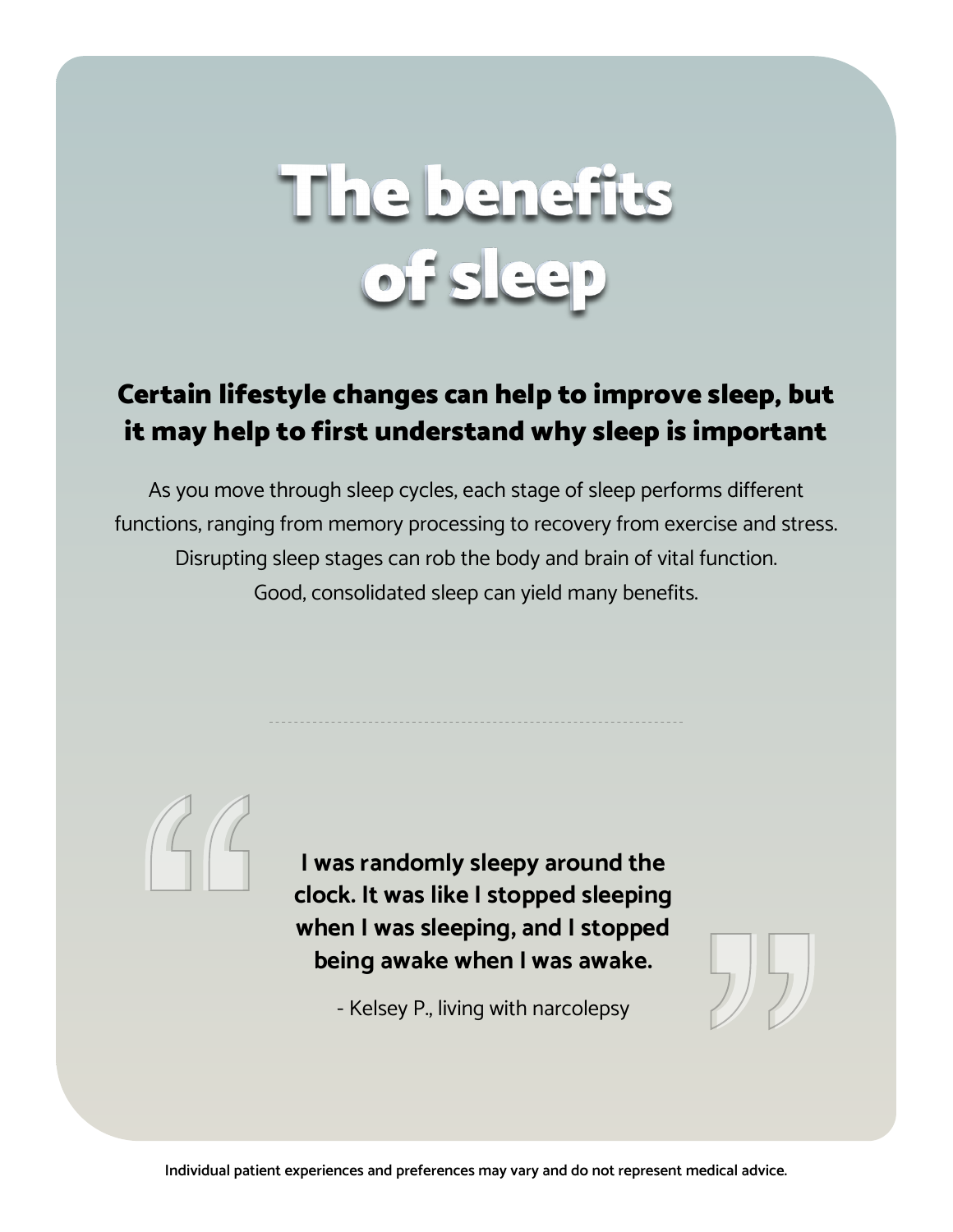# The benefits of sleep

## Certain lifestyle changes can help to improve sleep, but it may help to first understand why sleep is important

As you move through sleep cycles, each stage of sleep performs different functions, ranging from memory processing to recovery from exercise and stress. Disrupting sleep stages can rob the body and brain of vital function. Good, consolidated sleep can yield many benefits.

---

> **I was randomly sleepy around the clock. It was like I stopped sleeping when I was sleeping, and I stopped being awake when I was awake.**
>
> \- Kelsey P., living with narcolepsy

**Individual patient experiences and preferences may vary and do not represent medical advice.**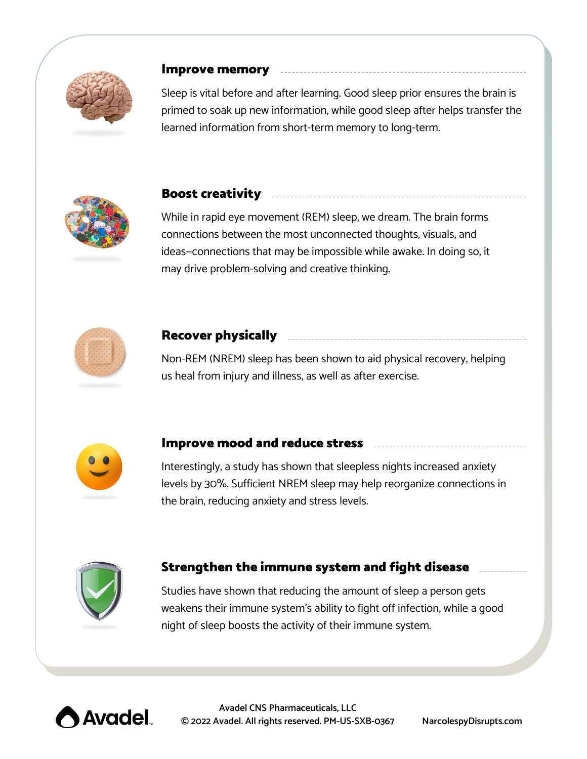## Improve memory

Sleep is vital before and after learning. Good sleep prior ensures the brain is primed to soak up new information, while good sleep after helps transfer the learned information from short-term memory to long-term.

## Boost creativity

While in rapid eye movement (REM) sleep, we dream. The brain forms connections between the most unconnected thoughts, visuals, and ideas–connections that may be impossible while awake. In doing so, it may drive problem-solving and creative thinking.

## Recover physically

Non-REM (NREM) sleep has been shown to aid physical recovery, helping us heal from injury and illness, as well as after exercise.

## Improve mood and reduce stress

Interestingly, a study has shown that sleepless nights increased anxiety levels by 30%. Sufficient NREM sleep may help reorganize connections in the brain, reducing anxiety and stress levels.

## Strengthen the immune system and fight disease

Studies have shown that reducing the amount of sleep a person gets weakens their immune system's ability to fight off infection, while a good night of sleep boosts the activity of their immune system.

Avadel

Avadel CNS Pharmaceuticals, LLC
© 2022 Avadel. All rights reserved. PM-US-SXB-0367

NarcolepsyDisrupts.com